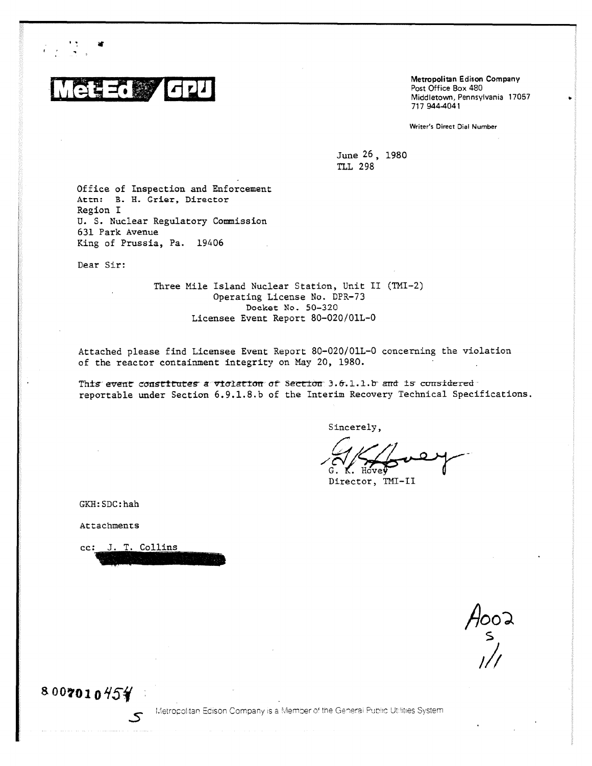Met-Ed / GPU

**Metropolitan Edison Company**
Post Office Box 480
Middletown, Pennsylvania 17057
717 944-4041

Writer's Direct Dial Number

June 26, 1980
TLL 298

Office of Inspection and Enforcement
Attn: B. H. Grier, Director
Region I
U. S. Nuclear Regulatory Commission
631 Park Avenue
King of Prussia, Pa. 19406

Dear Sir:

Three Mile Island Nuclear Station, Unit II (TMI-2)
Operating License No. DPR-73
Docket No. 50-320
Licensee Event Report 80-020/01L-0

Attached please find Licensee Event Report 80-020/01L-0 concerning the violation of the reactor containment integrity on May 20, 1980.

~~This event constitutes a violation of Section 3.6.1.1.b and is considered~~ reportable under Section 6.9.1.8.b of the Interim Recovery Technical Specifications.

Sincerely,

G. K. Hovey
Director, TMI-II

GKH:SDC:hah

Attachments

cc: J. T. Collins

A002
S
1/1

8007010454
S

Metropolitan Edison Company is a Member of the General Public Utilities System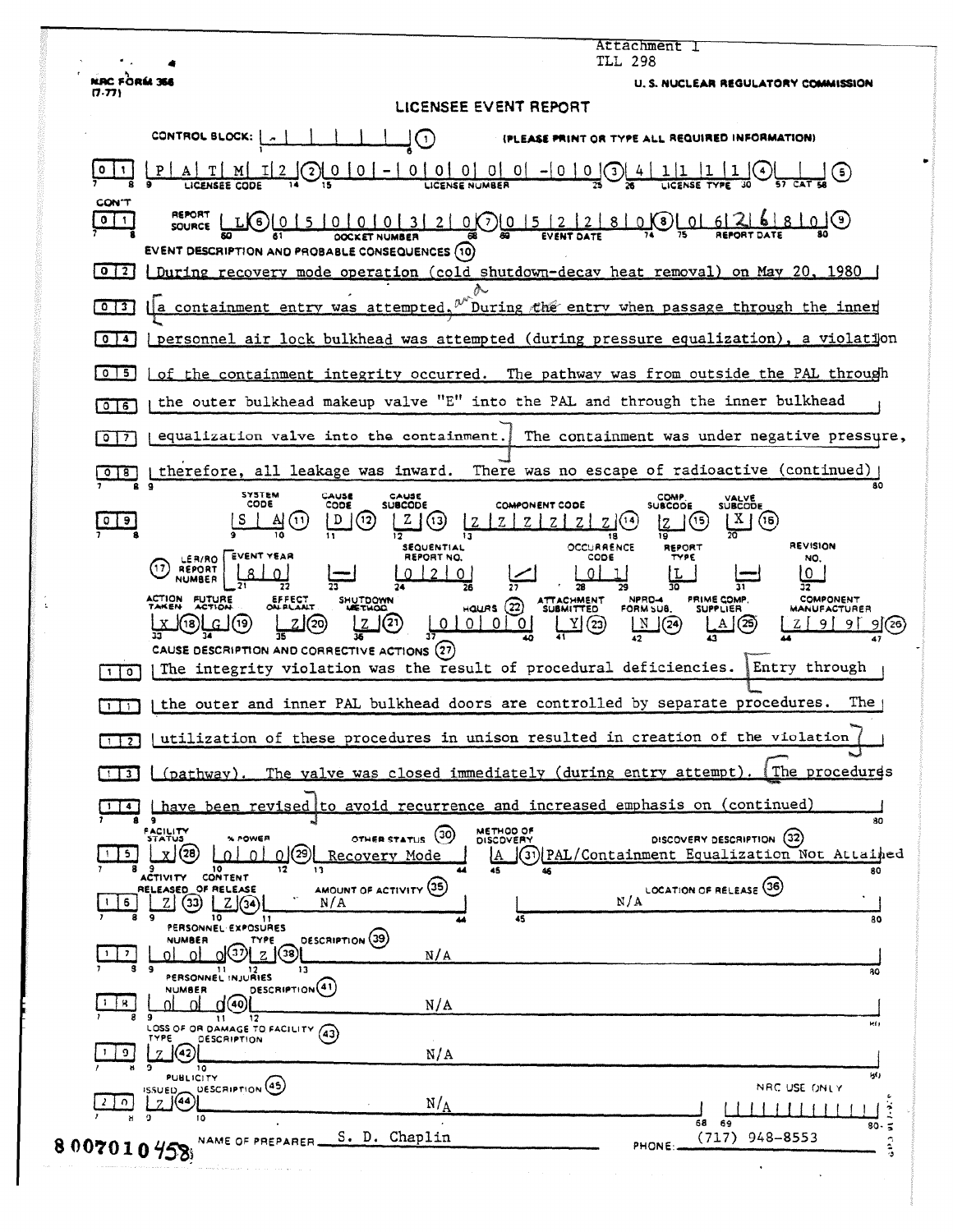Attachment I
TLL 298

NRC FORM 366 (7-77)

U. S. NUCLEAR REGULATORY COMMISSION

# LICENSEE EVENT REPORT

CONTROL BLOCK: (1) (PLEASE PRINT OR TYPE ALL REQUIRED INFORMATION)

01 | P A T M I 2 (2) | 0 0 - 0 0 0 0 0 - 0 0 (3) | 4 1 1 1 1 (4) | (5)
LICENSEE CODE | LICENSE NUMBER | LICENSE TYPE | CAT

CON'T
01 | REPORT SOURCE L (6) | 0 5 0 0 0 3 2 0 (7) | 0 5 2 2 8 0 (8) | 0 6 2 6 8 0 (9)
DOCKET NUMBER | EVENT DATE | REPORT DATE

EVENT DESCRIPTION AND PROBABLE CONSEQUENCES (10)

02 | During recovery mode operation (cold shutdown-decay heat removal) on May 20, 1980
03 | a containment entry was attempted, and During the entry when passage through the inner
04 | personnel air lock bulkhead was attempted (during pressure equalization), a violation
05 | of the containment integrity occurred. The pathway was from outside the PAL through
06 | the outer bulkhead makeup valve "E" into the PAL and through the inner bulkhead
07 | equalization valve into the containment. The containment was under negative pressure,
08 | therefore, all leakage was inward. There was no escape of radioactive (continued)

09 | SYSTEM CODE: S A (11) | CAUSE CODE: D (12) | CAUSE SUBCODE: Z (13) | COMPONENT CODE: Z Z Z Z Z Z (14) | COMP. SUBCODE: Z (15) | VALVE SUBCODE: X (16)

(17) LER/RO REPORT NUMBER | EVENT YEAR: 8 0 | — | SEQUENTIAL REPORT NO.: 0 2 0 | / | OCCURRENCE CODE: 0 1 | REPORT TYPE: L | — | REVISION NO.: 0

ACTION TAKEN: X (18) | FUTURE ACTION: G (19) | EFFECT ON PLANT: Z (20) | SHUTDOWN METHOD: Z (21) | HOURS (22): 0 0 0 0 | ATTACHMENT SUBMITTED: Y (23) | NPRD-4 FORM SUB.: N (24) | PRIME COMP. SUPPLIER: A (25) | COMPONENT MANUFACTURER: Z 9 9 9 (26)

CAUSE DESCRIPTION AND CORRECTIVE ACTIONS (27)

10 | The integrity violation was the result of procedural deficiencies. Entry through
11 | the outer and inner PAL bulkhead doors are controlled by separate procedures. The
12 | utilization of these procedures in unison resulted in creation of the violation
13 | (pathway). The valve was closed immediately (during entry attempt). The procedures
14 | have been revised to avoid recurrence and increased emphasis on (continued)

15 | FACILITY STATUS: X (28) | % POWER: 0 0 0 (29) | OTHER STATUS (30): Recovery Mode | METHOD OF DISCOVERY: A (31) | DISCOVERY DESCRIPTION (32): PAL/Containment Equalization Not Attained

16 | ACTIVITY RELEASED OF RELEASE: Z (33) | CONTENT: Z (34) | AMOUNT OF ACTIVITY (35): N/A | LOCATION OF RELEASE (36): N/A

PERSONNEL EXPOSURES
17 | NUMBER: 0 0 0 (37) | TYPE: Z (38) | DESCRIPTION (39): N/A

PERSONNEL INJURIES
18 | NUMBER: 0 0 0 (40) | DESCRIPTION (41): N/A

LOSS OF OR DAMAGE TO FACILITY (43)
19 | TYPE: Z (42) | DESCRIPTION: N/A

PUBLICITY
20 | ISSUED: Z (44) | DESCRIPTION (45): N/A | NRC USE ONLY

8007010458

NAME OF PREPARER: S. D. Chaplin PHONE: (717) 948-8553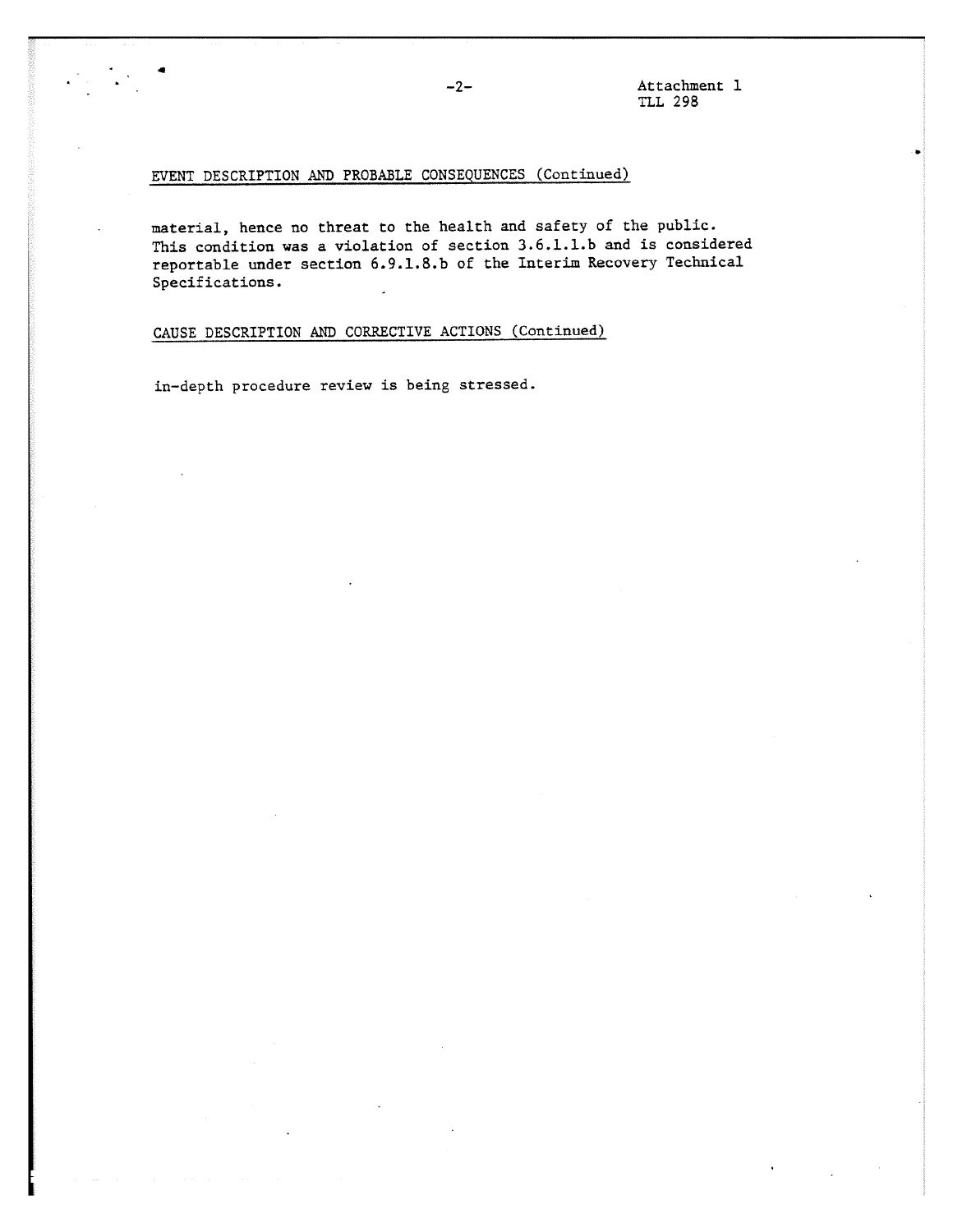EVENT DESCRIPTION AND PROBABLE CONSEQUENCES (Continued)

material, hence no threat to the health and safety of the public. This condition was a violation of section 3.6.1.1.b and is considered reportable under section 6.9.1.8.b of the Interim Recovery Technical Specifications.

CAUSE DESCRIPTION AND CORRECTIVE ACTIONS (Continued)

in-depth procedure review is being stressed.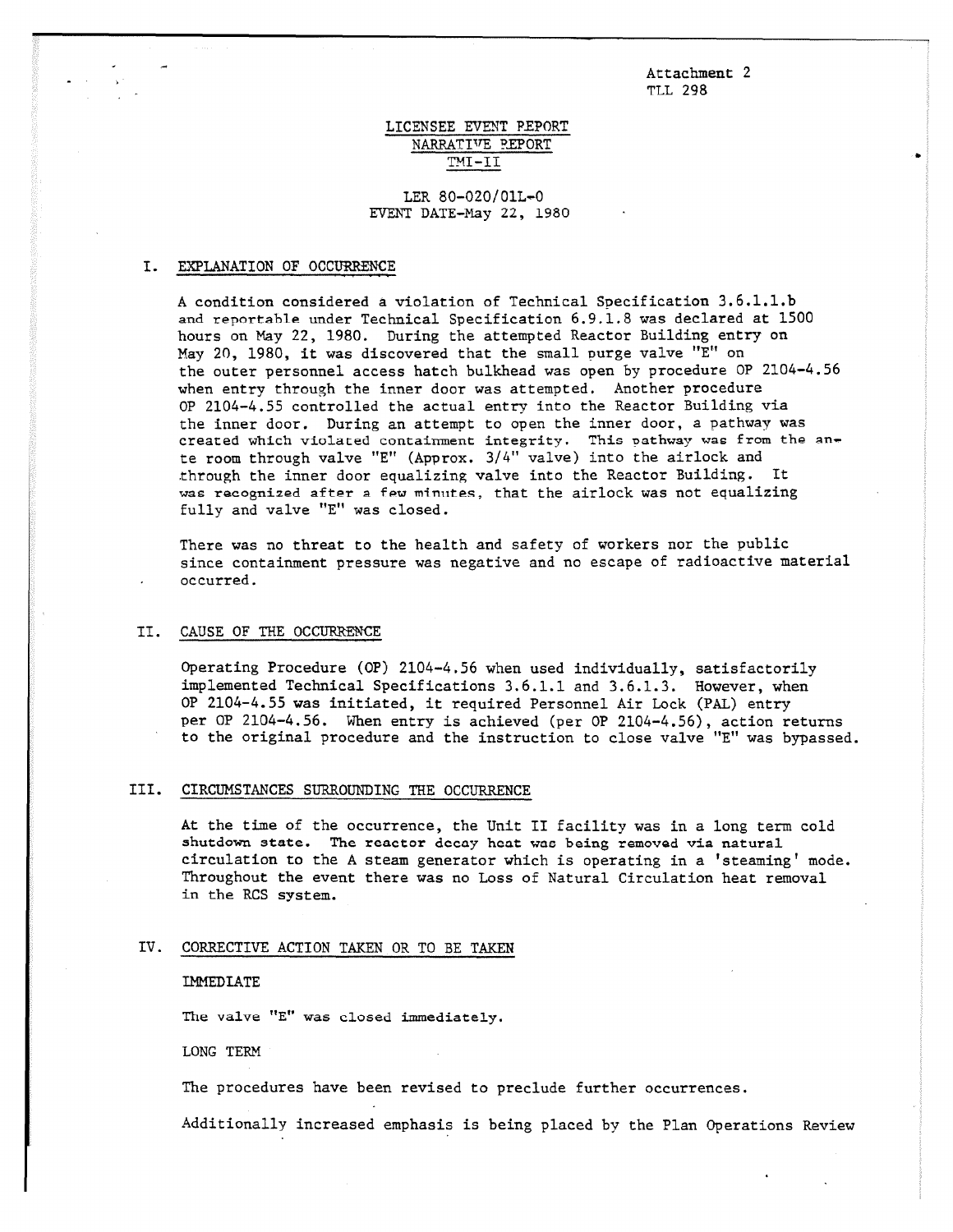Attachment 2
TLL 298

LICENSEE EVENT REPORT
NARRATIVE REPORT
TMI-II

LER 80-020/01L-0
EVENT DATE-May 22, 1980

## I. EXPLANATION OF OCCURRENCE

A condition considered a violation of Technical Specification 3.6.1.1.b and reportable under Technical Specification 6.9.1.8 was declared at 1500 hours on May 22, 1980. During the attempted Reactor Building entry on May 20, 1980, it was discovered that the small purge valve "E" on the outer personnel access hatch bulkhead was open by procedure OP 2104-4.56 when entry through the inner door was attempted. Another procedure OP 2104-4.55 controlled the actual entry into the Reactor Building via the inner door. During an attempt to open the inner door, a pathway was created which violated containment integrity. This pathway was from the ante room through valve "E" (Approx. 3/4" valve) into the airlock and through the inner door equalizing valve into the Reactor Building. It was recognized after a few minutes, that the airlock was not equalizing fully and valve "E" was closed.

There was no threat to the health and safety of workers nor the public since containment pressure was negative and no escape of radioactive material occurred.

## II. CAUSE OF THE OCCURRENCE

Operating Procedure (OP) 2104-4.56 when used individually, satisfactorily implemented Technical Specifications 3.6.1.1 and 3.6.1.3. However, when OP 2104-4.55 was initiated, it required Personnel Air Lock (PAL) entry per OP 2104-4.56. When entry is achieved (per OP 2104-4.56), action returns to the original procedure and the instruction to close valve "E" was bypassed.

## III. CIRCUMSTANCES SURROUNDING THE OCCURRENCE

At the time of the occurrence, the Unit II facility was in a long term cold shutdown state. The reactor decay heat was being removed via natural circulation to the A steam generator which is operating in a 'steaming' mode. Throughout the event there was no Loss of Natural Circulation heat removal in the RCS system.

## IV. CORRECTIVE ACTION TAKEN OR TO BE TAKEN

IMMEDIATE

The valve "E" was closed immediately.

LONG TERM

The procedures have been revised to preclude further occurrences.

Additionally increased emphasis is being placed by the Plan Operations Review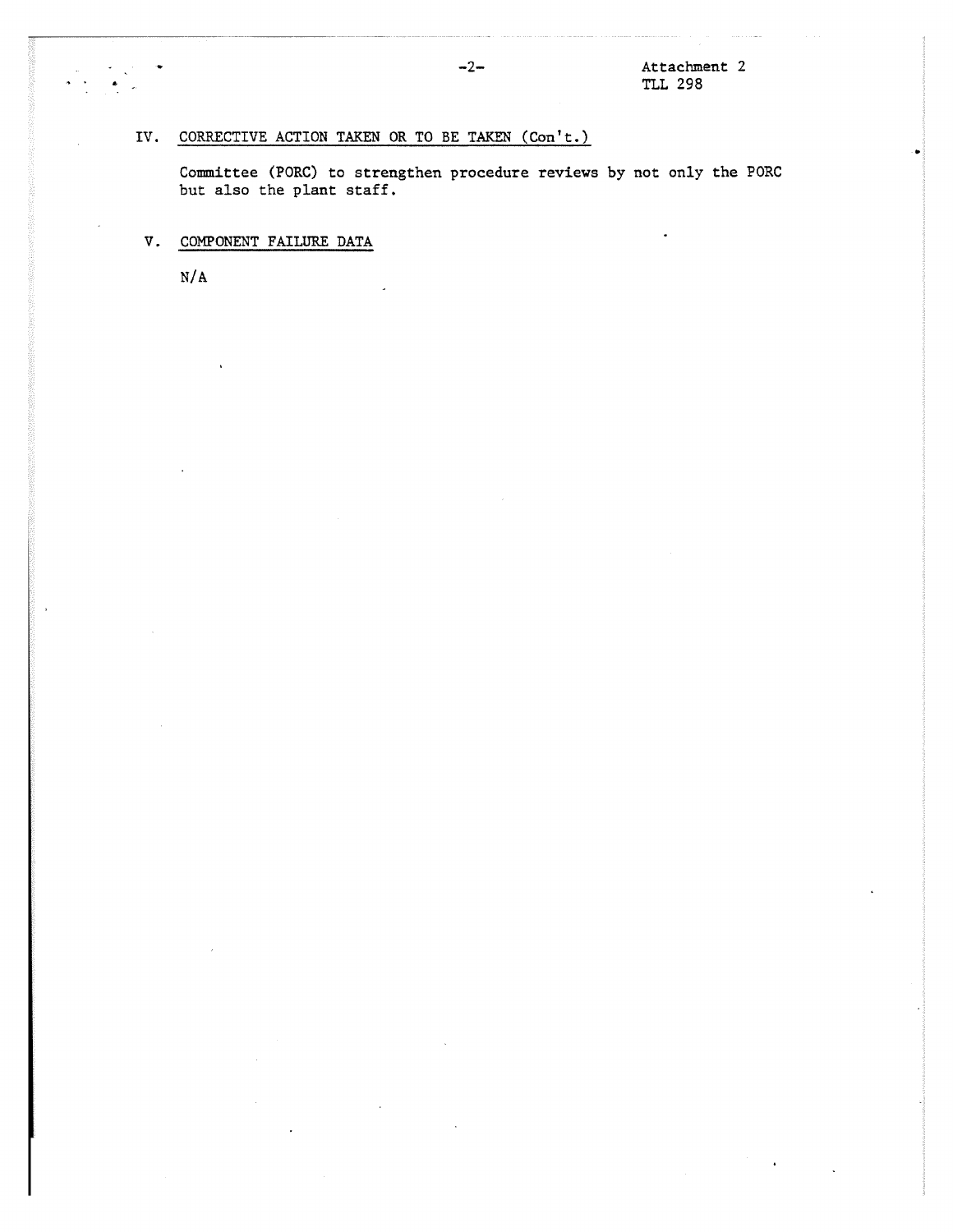Attachment 2
TLL 298

## IV. CORRECTIVE ACTION TAKEN OR TO BE TAKEN (Con't.)

Committee (PORC) to strengthen procedure reviews by not only the PORC but also the plant staff.

## V. COMPONENT FAILURE DATA

N/A